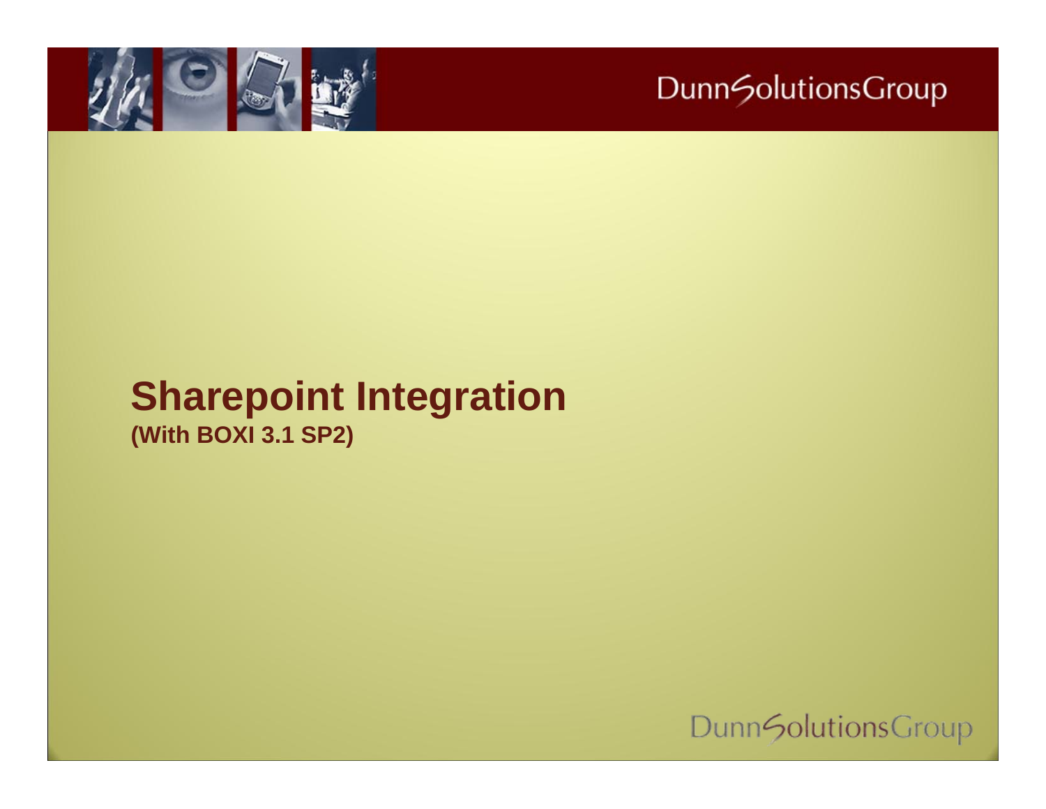# Sharepoint Integration

**(With BOXI 3.1 SP2)**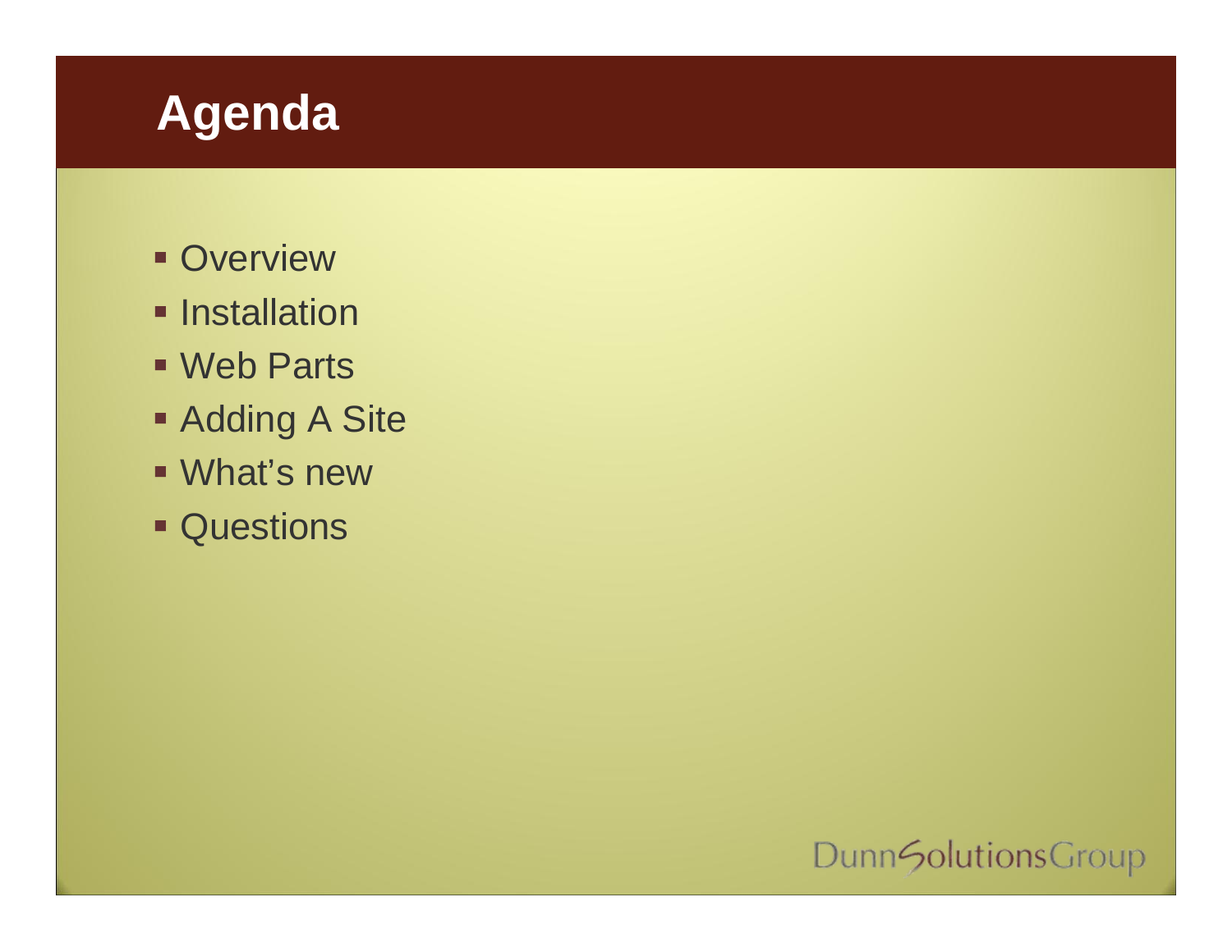# Agenda

- Overview
- Installation
- Web Parts
- Adding A Site
- What's new
- Questions

DunnSolutionsGroup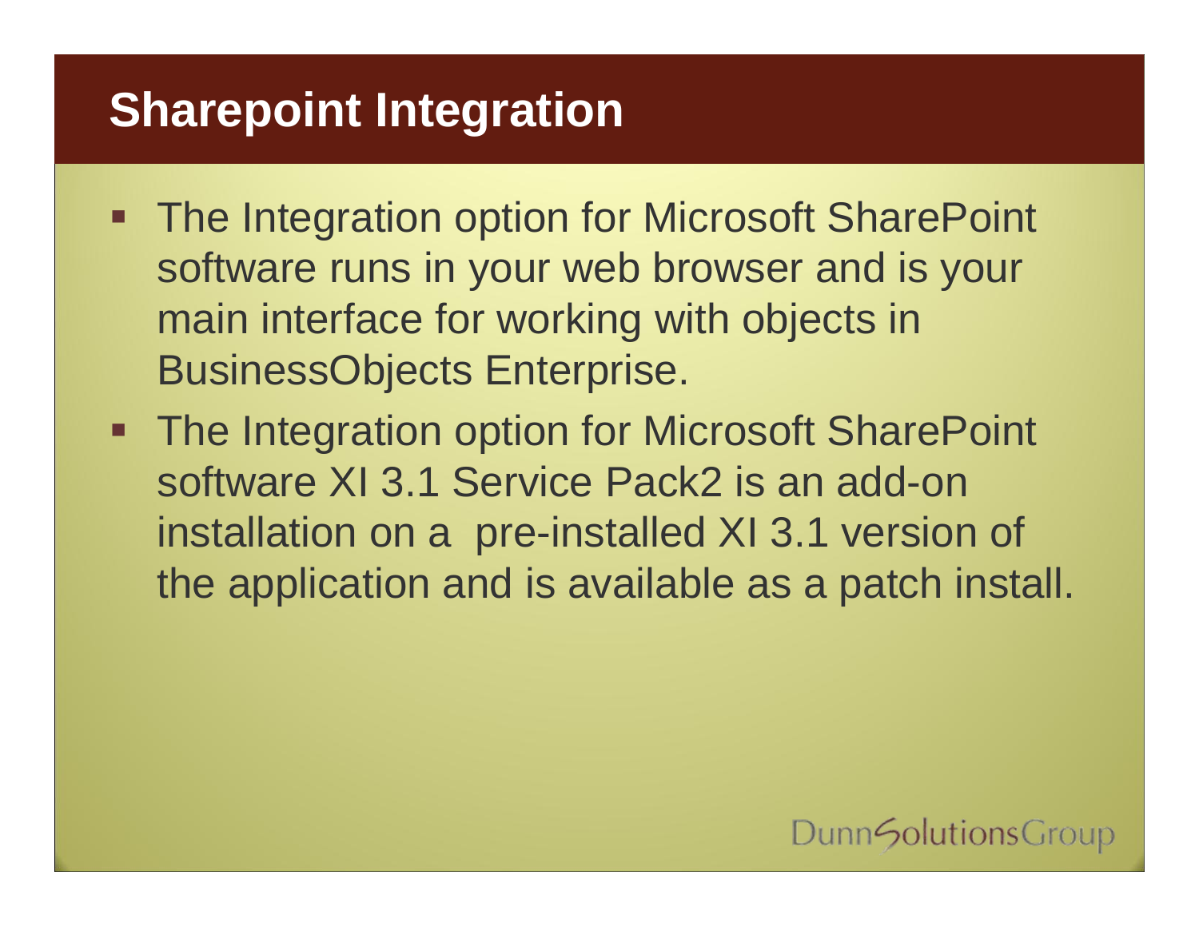# Sharepoint Integration

- The Integration option for Microsoft SharePoint software runs in your web browser and is your main interface for working with objects in BusinessObjects Enterprise.
- The Integration option for Microsoft SharePoint software XI 3.1 Service Pack2 is an add-on installation on a pre-installed XI 3.1 version of the application and is available as a patch install.

DunnSolutionsGroup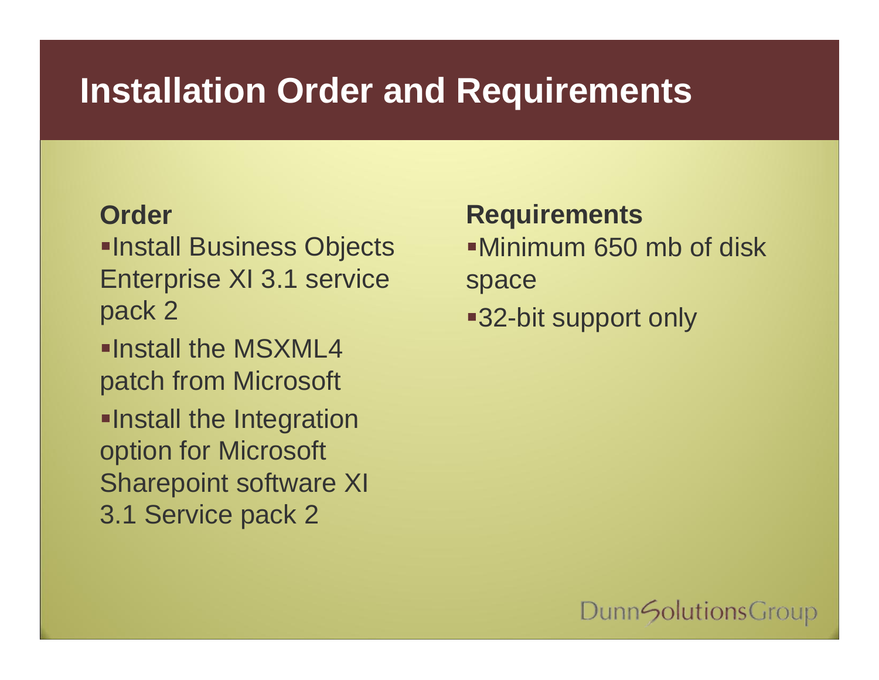# Installation Order and Requirements

**Order**

- Install Business Objects Enterprise XI 3.1 service pack 2
- Install the MSXML4 patch from Microsoft
- Install the Integration option for Microsoft Sharepoint software XI 3.1 Service pack 2

**Requirements**

- Minimum 650 mb of disk space
- 32-bit support only

DunnSolutionsGroup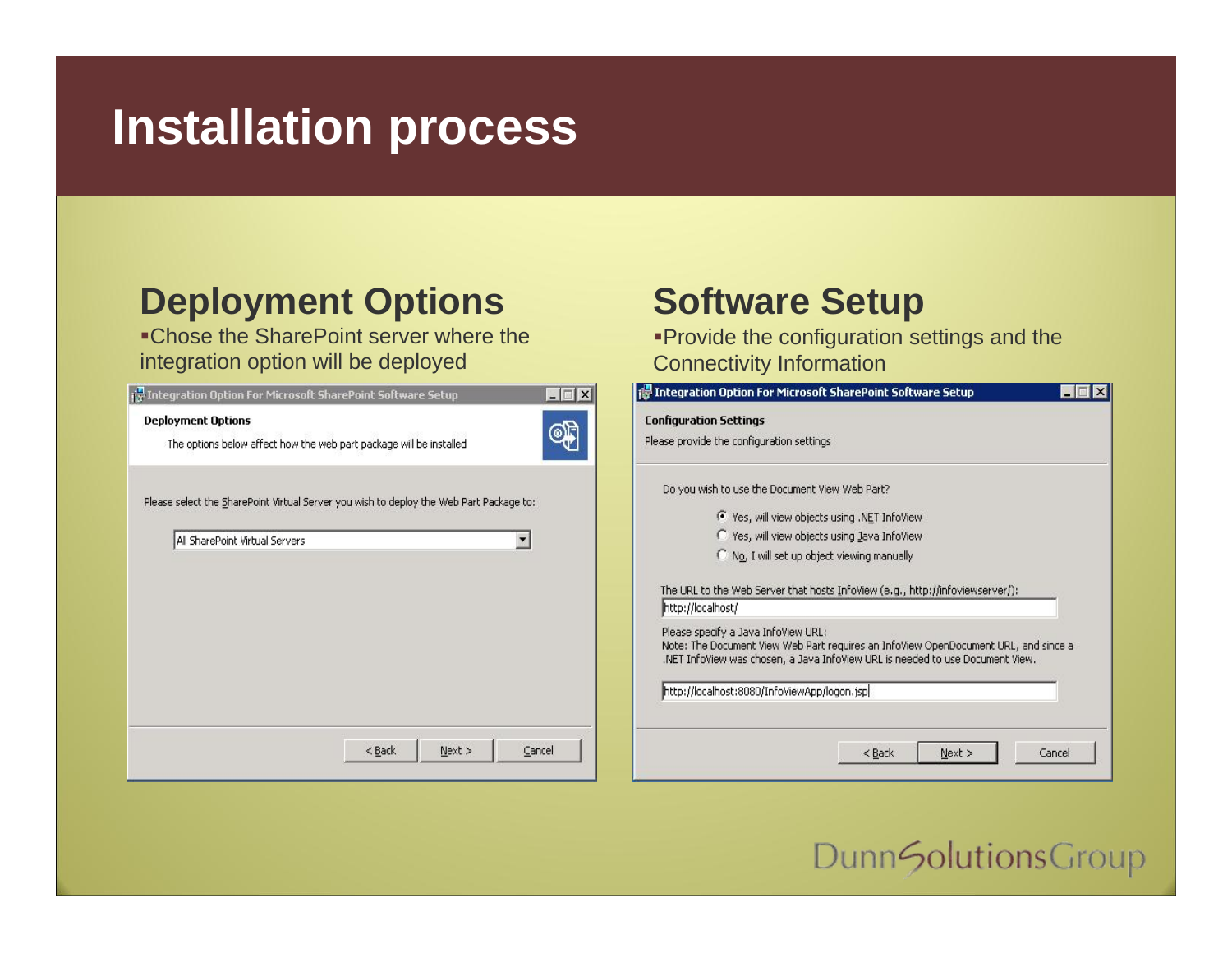# Installation process

## Deployment Options

- Chose the SharePoint server where the integration option will be deployed

Integration Option For Microsoft SharePoint Software Setup

**Deployment Options**

The options below affect how the web part package will be installed

Please select the SharePoint Virtual Server you wish to deploy the Web Part Package to:

All SharePoint Virtual Servers

< Back | Next > | Cancel

## Software Setup

- Provide the configuration settings and the Connectivity Information

Integration Option For Microsoft SharePoint Software Setup

**Configuration Settings**

Please provide the configuration settings

Do you wish to use the Document View Web Part?

- (•) Yes, will view objects using .NET InfoView
- ( ) Yes, will view objects using Java InfoView
- ( ) No, I will set up object viewing manually

The URL to the Web Server that hosts InfoView (e.g., http://infoviewserver/):

http://localhost/

Please specify a Java InfoView URL:
Note: The Document View Web Part requires an InfoView OpenDocument URL, and since a .NET InfoView was chosen, a Java InfoView URL is needed to use Document View.

http://localhost:8080/InfoViewApp/logon.jsp

< Back | Next > | Cancel

DunnSolutionsGroup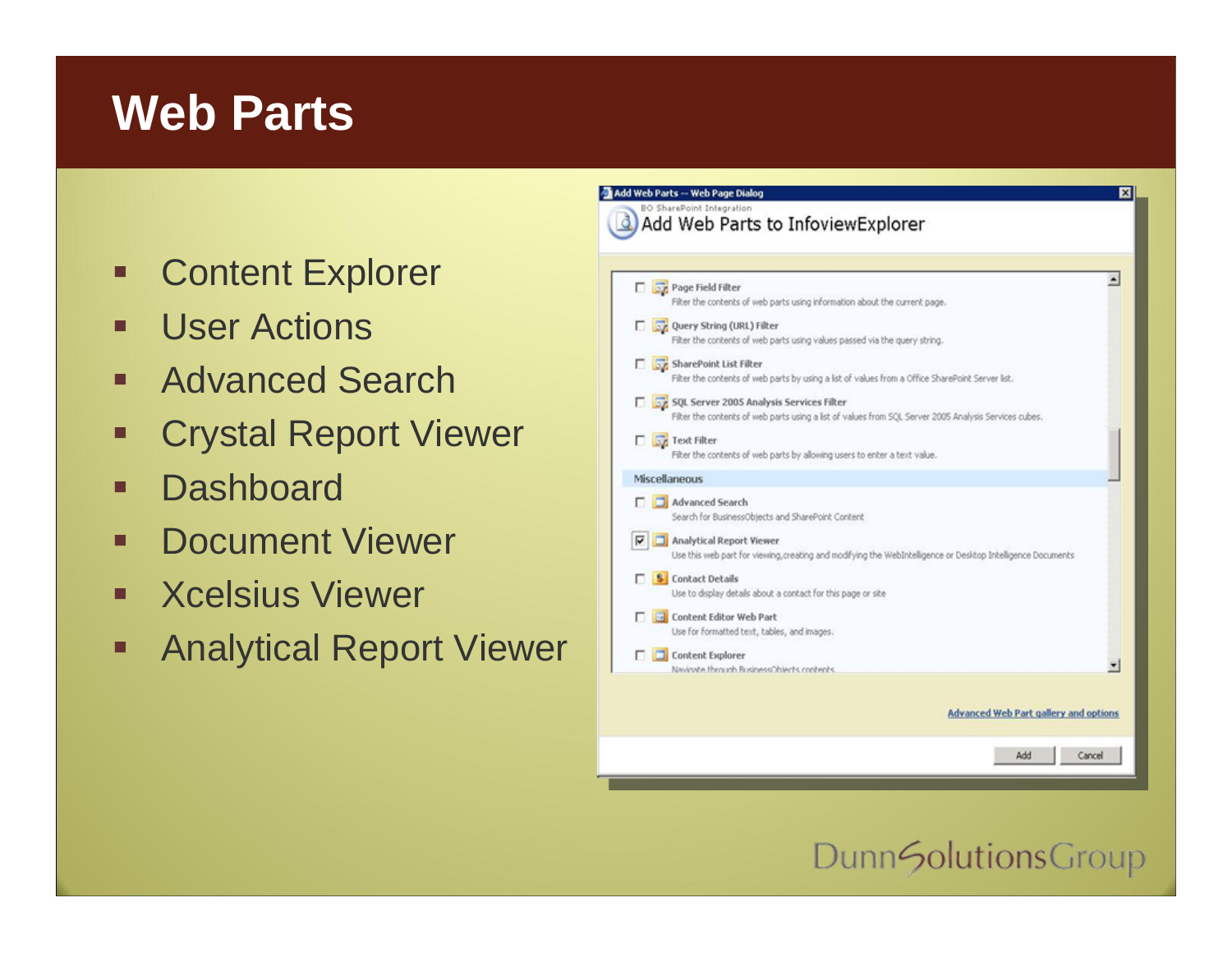# Web Parts

- Content Explorer
- User Actions
- Advanced Search
- Crystal Report Viewer
- Dashboard
- Document Viewer
- Xcelsius Viewer
- Analytical Report Viewer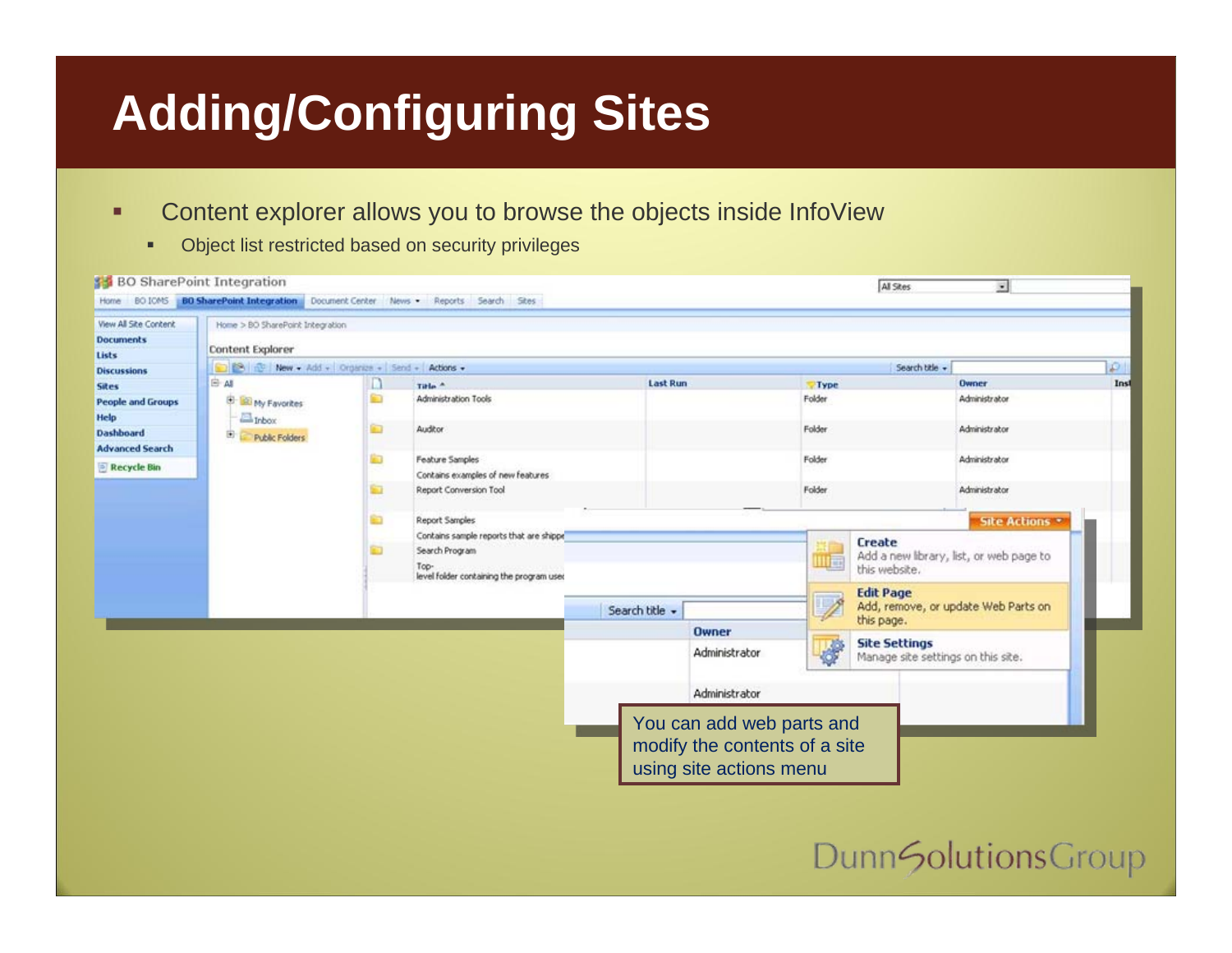# Adding/Configuring Sites

- Content explorer allows you to browse the objects inside InfoView
  - Object list restricted based on security privileges

You can add web parts and modify the contents of a site using site actions menu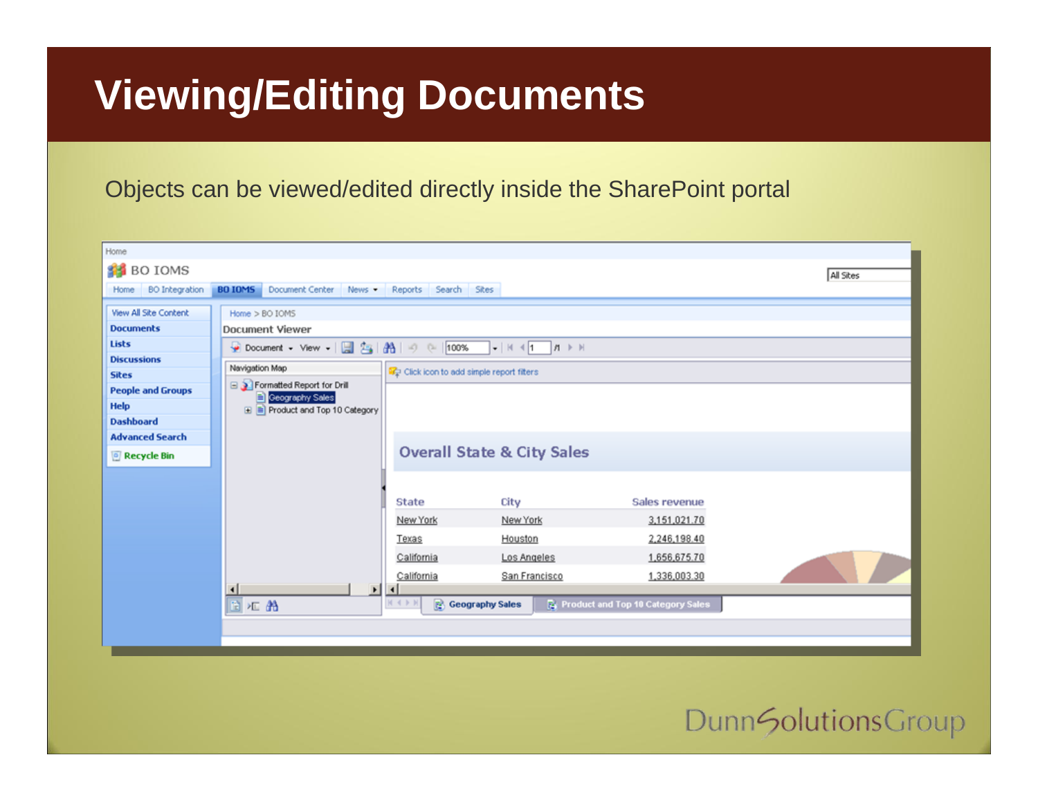# Viewing/Editing Documents

Objects can be viewed/edited directly inside the SharePoint portal

Home

BO IOMS

Home | BO Integration | BO IOMS | Document Center | News | Reports | Search | Sites

All Sites

- View All Site Content
- Documents
- Lists
- Discussions
- Sites
- People and Groups
- Help
- Dashboard
- Advanced Search
- Recycle Bin

Home > BO IOMS

Document Viewer

Document | View | 100% | 1 | /1

Navigation Map

- Formatted Report for Drill
  - Geography Sales
  - Product and Top 10 Category

Click icon to add simple report filters

## Overall State & City Sales

| State | City | Sales revenue |
| --- | --- | --- |
| New York | New York | 3,151,021.70 |
| Texas | Houston | 2,246,198.40 |
| California | Los Angeles | 1,656,675.70 |
| California | San Francisco | 1,336,003.30 |

Geography Sales | Product and Top 10 Category Sales

DunnSolutionsGroup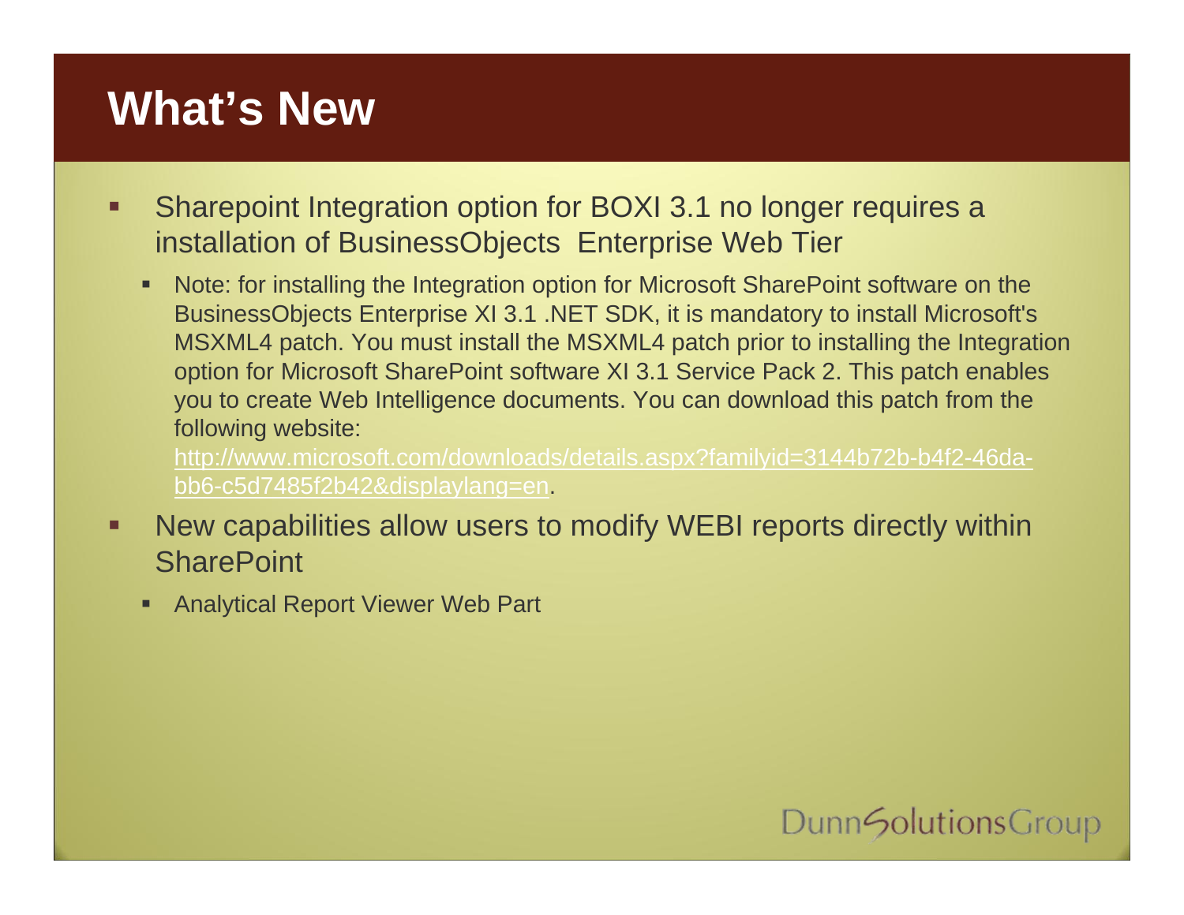# What's New

- Sharepoint Integration option for BOXI 3.1 no longer requires a installation of BusinessObjects Enterprise Web Tier
  - Note: for installing the Integration option for Microsoft SharePoint software on the BusinessObjects Enterprise XI 3.1 .NET SDK, it is mandatory to install Microsoft's MSXML4 patch. You must install the MSXML4 patch prior to installing the Integration option for Microsoft SharePoint software XI 3.1 Service Pack 2. This patch enables you to create Web Intelligence documents. You can download this patch from the following website: [http://www.microsoft.com/downloads/details.aspx?familyid=3144b72b-b4f2-46da-bb6-c5d7485f2b42&displaylang=en](http://www.microsoft.com/downloads/details.aspx?familyid=3144b72b-b4f2-46da-bb6-c5d7485f2b42&displaylang=en).
- New capabilities allow users to modify WEBI reports directly within SharePoint
  - Analytical Report Viewer Web Part

DunnSolutionsGroup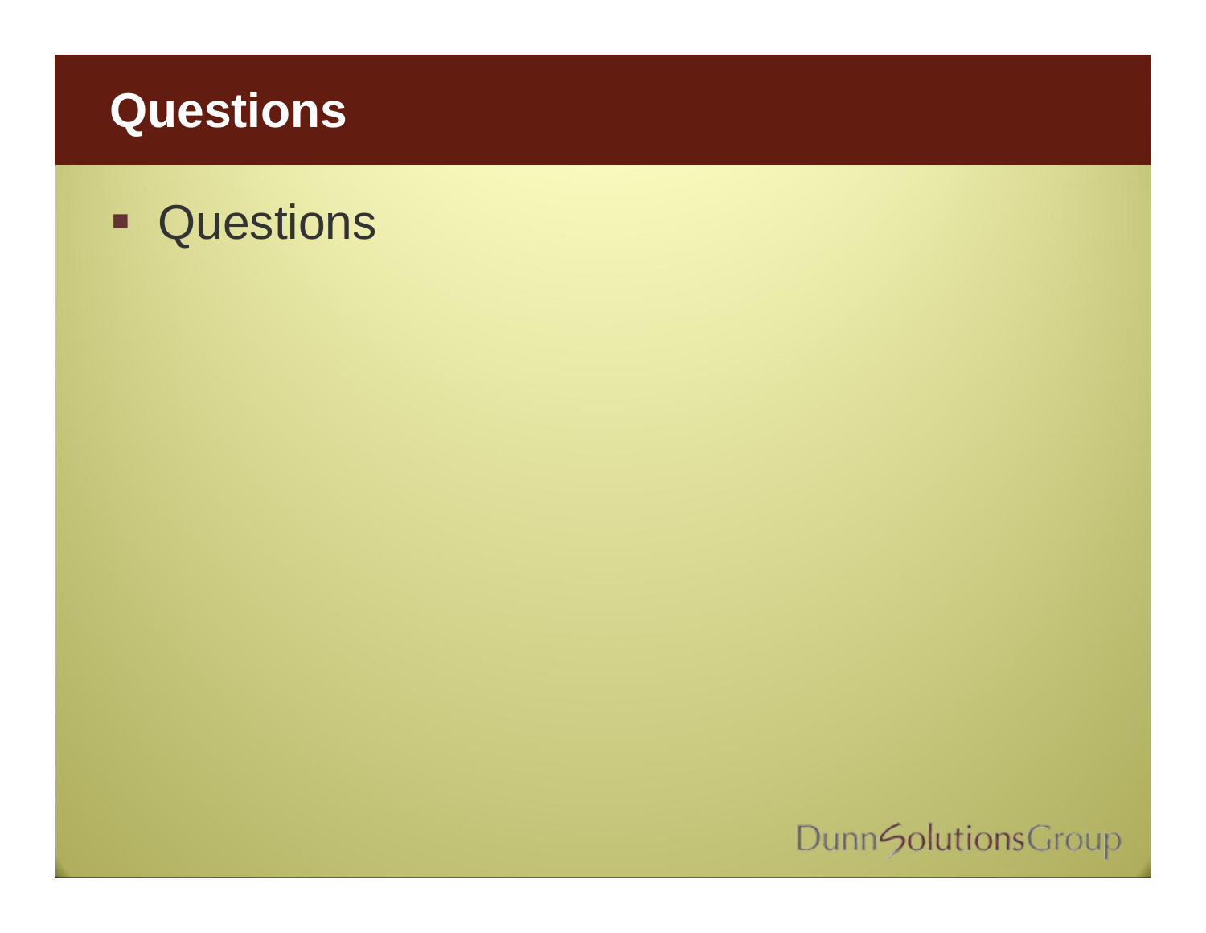# Questions

- Questions